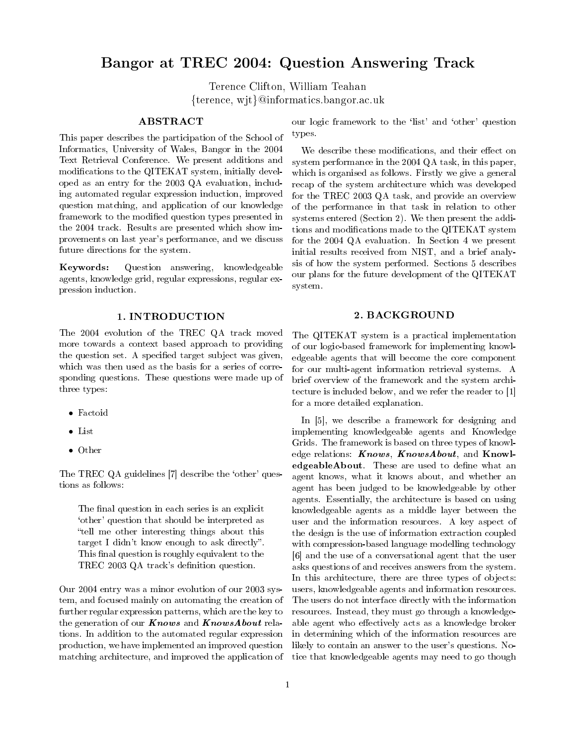# Bangor at TREC 2004: Question Answering Track

Terence Clifton, William Teahan
{terence, wjt}@informatics.bangor.ac.uk

## ABSTRACT

This paper describes the participation of the School of Informatics, University of Wales, Bangor in the 2004 Text Retrieval Conference. We present additions and modifications to the QITEKAT system, initially developed as an entry for the 2003 QA evaluation, including automated regular expression induction, improved question matching, and application of our knowledge framework to the modified question types presented in the 2004 track. Results are presented which show improvements on last year's performance, and we discuss future directions for the system.

**Keywords:** Question answering, knowledgeable agents, knowledge grid, regular expressions, regular expression induction.

## 1. INTRODUCTION

The 2004 evolution of the TREC QA track moved more towards a context based approach to providing the question set. A specified target subject was given, which was then used as the basis for a series of corresponding questions. These questions were made up of three types:

- Factoid
- List
- Other

The TREC QA guidelines [7] describe the 'other' questions as follows:

> The final question in each series is an explicit 'other' question that should be interpreted as "tell me other interesting things about this target I didn't know enough to ask directly". This final question is roughly equivalent to the TREC 2003 QA track's definition question.

Our 2004 entry was a minor evolution of our 2003 system, and focused mainly on automating the creation of further regular expression patterns, which are the key to the generation of our ***Knows*** and ***KnowsAbout*** relations. In addition to the automated regular expression production, we have implemented an improved question matching architecture, and improved the application of our logic framework to the 'list' and 'other' question types.

We describe these modifications, and their effect on system performance in the 2004 QA task, in this paper, which is organised as follows. Firstly we give a general recap of the system architecture which was developed for the TREC 2003 QA task, and provide an overview of the performance in that task in relation to other systems entered (Section 2). We then present the additions and modifications made to the QITEKAT system for the 2004 QA evaluation. In Section 4 we present initial results received from NIST, and a brief analysis of how the system performed. Sections 5 describes our plans for the future development of the QITEKAT system.

## 2. BACKGROUND

The QITEKAT system is a practical implementation of our logic-based framework for implementing knowledgeable agents that will become the core component for our multi-agent information retrieval systems. A brief overview of the framework and the system architecture is included below, and we refer the reader to [1] for a more detailed explanation.

In [5], we describe a framework for designing and implementing knowledgeable agents and Knowledge Grids. The framework is based on three types of knowledge relations: ***Knows***, ***KnowsAbout***, and **KnowledgeableAbout**. These are used to define what an agent knows, what it knows about, and whether an agent has been judged to be knowledgeable by other agents. Essentially, the architecture is based on using knowledgeable agents as a middle layer between the user and the information resources. A key aspect of the design is the use of information extraction coupled with compression-based language modelling technology [6] and the use of a conversational agent that the user asks questions of and receives answers from the system. In this architecture, there are three types of objects: users, knowledgeable agents and information resources. The users do not interface directly with the information resources. Instead, they must go through a knowledgeable agent who effectively acts as a knowledge broker in determining which of the information resources are likely to contain an answer to the user's questions. Notice that knowledgeable agents may need to go though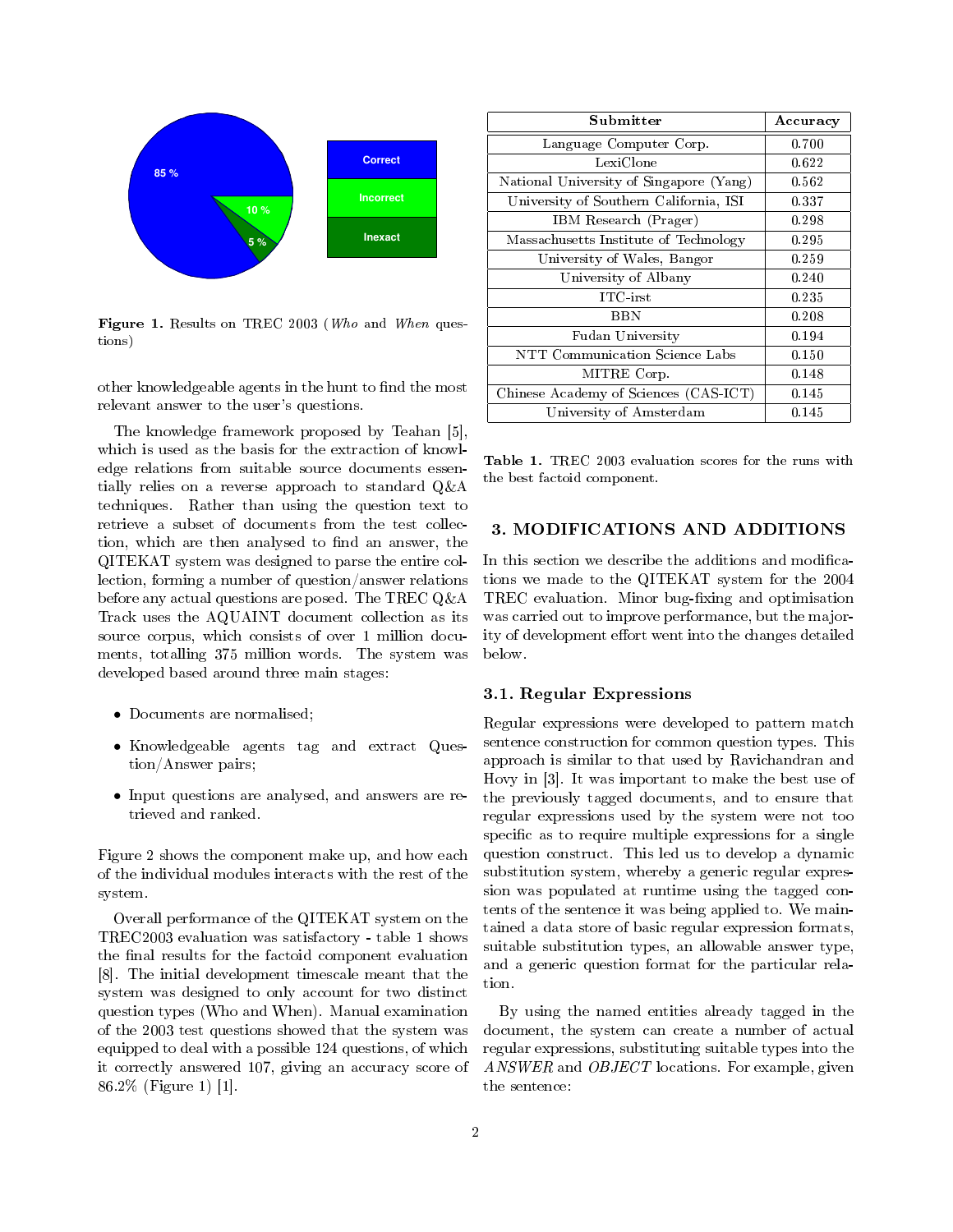**Figure 1.** Results on TREC 2003 (*Who* and *When* questions)

other knowledgeable agents in the hunt to find the most relevant answer to the user's questions.

The knowledge framework proposed by Teahan [5], which is used as the basis for the extraction of knowledge relations from suitable source documents essentially relies on a reverse approach to standard Q&A techniques. Rather than using the question text to retrieve a subset of documents from the test collection, which are then analysed to find an answer, the QITEKAT system was designed to parse the entire collection, forming a number of question/answer relations before any actual questions are posed. The TREC Q&A Track uses the AQUAINT document collection as its source corpus, which consists of over 1 million documents, totalling 375 million words. The system was developed based around three main stages:

- Documents are normalised;
- Knowledgeable agents tag and extract Question/Answer pairs;
- Input questions are analysed, and answers are retrieved and ranked.

Figure 2 shows the component make up, and how each of the individual modules interacts with the rest of the system.

Overall performance of the QITEKAT system on the TREC2003 evaluation was satisfactory - table 1 shows the final results for the factoid component evaluation [8]. The initial development timescale meant that the system was designed to only account for two distinct question types (Who and When). Manual examination of the 2003 test questions showed that the system was equipped to deal with a possible 124 questions, of which it correctly answered 107, giving an accuracy score of 86.2% (Figure 1) [1].

| Submitter | Accuracy |
|---|---|
| Language Computer Corp. | 0.700 |
| LexiClone | 0.622 |
| National University of Singapore (Yang) | 0.562 |
| University of Southern California, ISI | 0.337 |
| IBM Research (Prager) | 0.298 |
| Massachusetts Institute of Technology | 0.295 |
| University of Wales, Bangor | 0.259 |
| University of Albany | 0.240 |
| ITC-irst | 0.235 |
| BBN | 0.208 |
| Fudan University | 0.194 |
| NTT Communication Science Labs | 0.150 |
| MITRE Corp. | 0.148 |
| Chinese Academy of Sciences (CAS-ICT) | 0.145 |
| University of Amsterdam | 0.145 |

**Table 1.** TREC 2003 evaluation scores for the runs with the best factoid component.

## 3. MODIFICATIONS AND ADDITIONS

In this section we describe the additions and modifications we made to the QITEKAT system for the 2004 TREC evaluation. Minor bug-fixing and optimisation was carried out to improve performance, but the majority of development effort went into the changes detailed below.

### 3.1. Regular Expressions

Regular expressions were developed to pattern match sentence construction for common question types. This approach is similar to that used by Ravichandran and Hovy in [3]. It was important to make the best use of the previously tagged documents, and to ensure that regular expressions used by the system were not too specific as to require multiple expressions for a single question construct. This led us to develop a dynamic substitution system, whereby a generic regular expression was populated at runtime using the tagged contents of the sentence it was being applied to. We maintained a data store of basic regular expression formats, suitable substitution types, an allowable answer type, and a generic question format for the particular relation.

By using the named entities already tagged in the document, the system can create a number of actual regular expressions, substituting suitable types into the *ANSWER* and *OBJECT* locations. For example, given the sentence: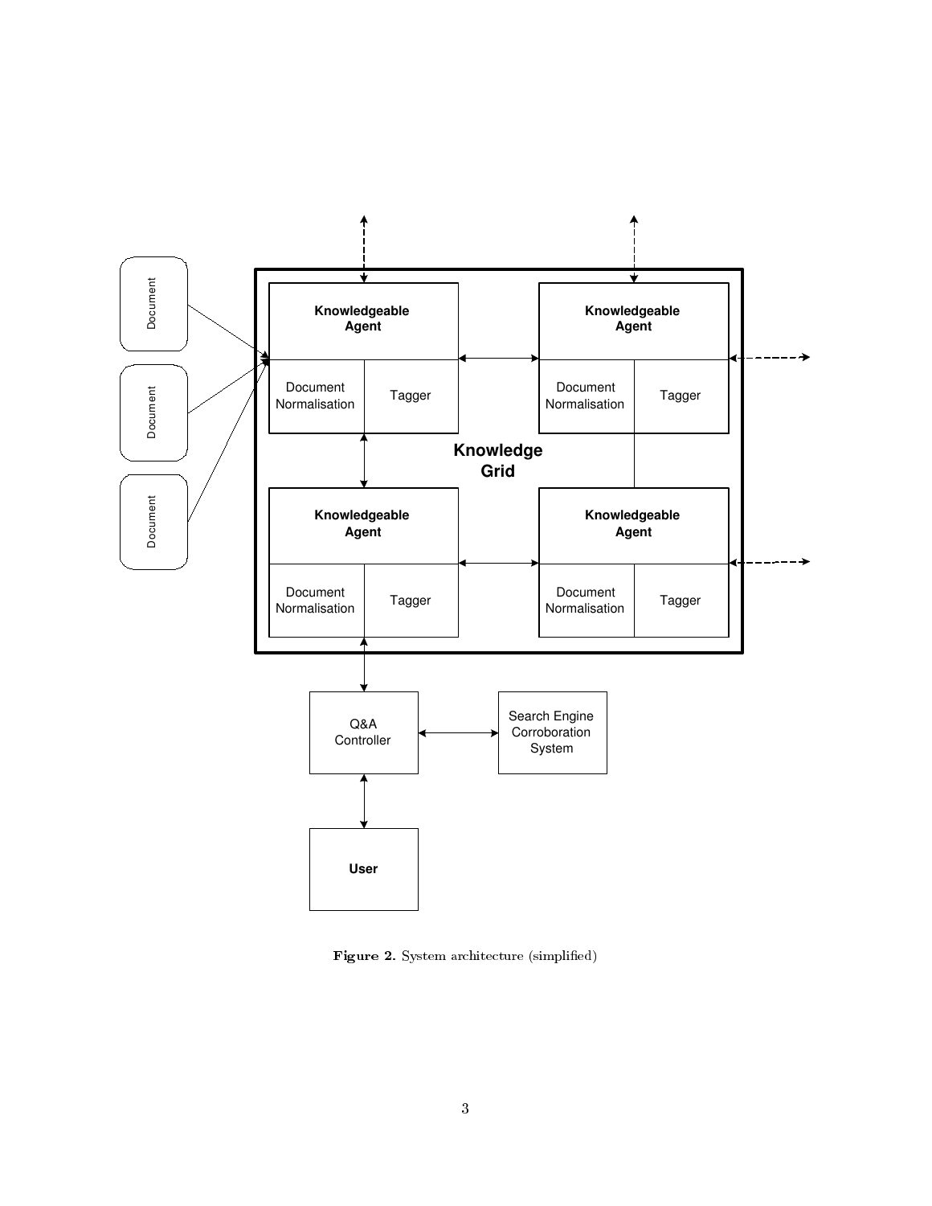Figure 2. System architecture (simplified)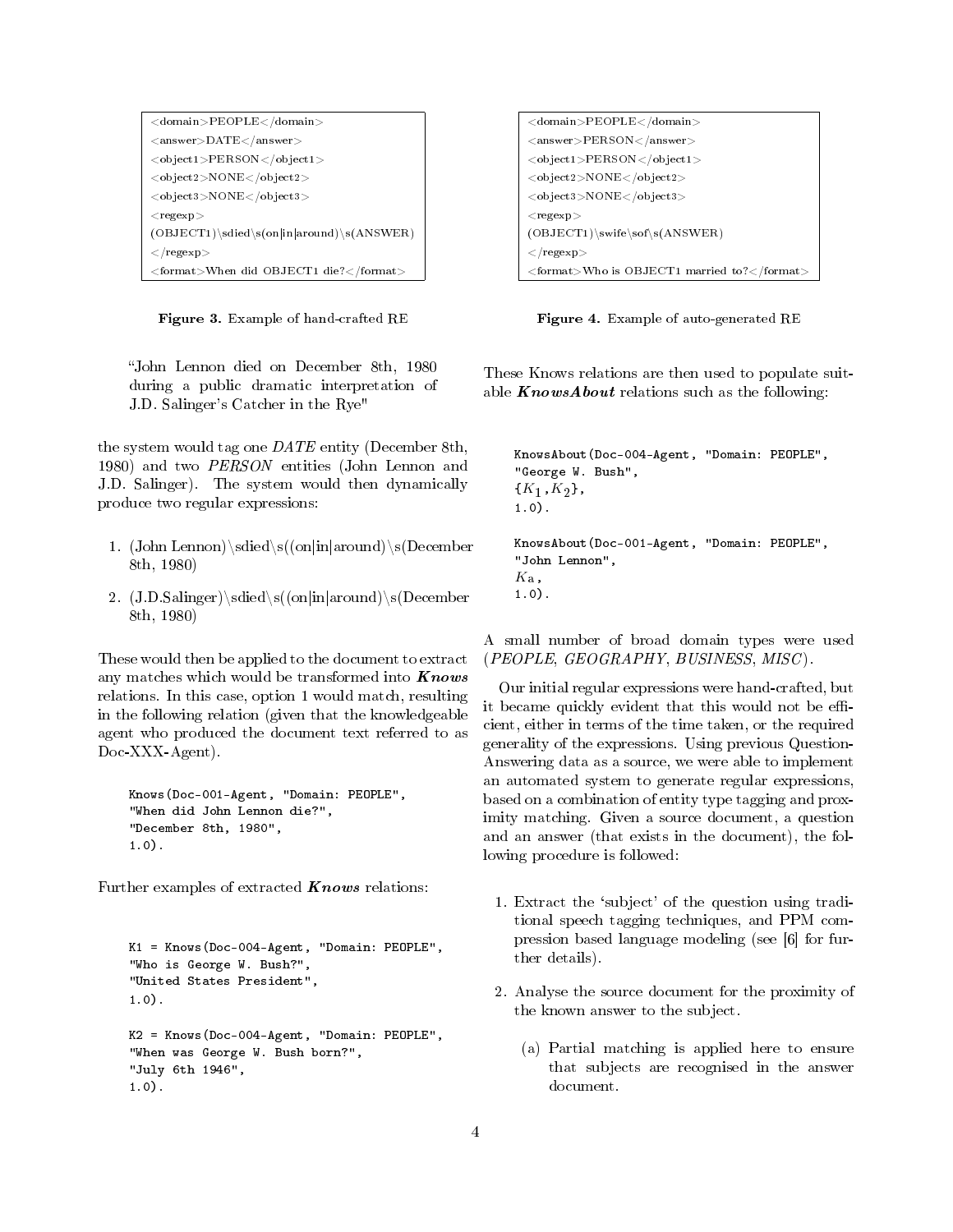```
<domain>PEOPLE</domain>
<answer>DATE</answer>
<object1>PERSON</object1>
<object2>NONE</object2>
<object3>NONE</object3>
<regexp>
(OBJECT1)\sdied\s(on|in|around)\s(ANSWER)
</regexp>
<format>When did OBJECT1 die?</format>
```

**Figure 3.** Example of hand-crafted RE

```
<domain>PEOPLE</domain>
<answer>PERSON</answer>
<object1>PERSON</object1>
<object2>NONE</object2>
<object3>NONE</object3>
<regexp>
(OBJECT1)\swife\sof\s(ANSWER)
</regexp>
<format>Who is OBJECT1 married to?</format>
```

**Figure 4.** Example of auto-generated RE

> "John Lennon died on December 8th, 1980 during a public dramatic interpretation of J.D. Salinger's Catcher in the Rye"

the system would tag one *DATE* entity (December 8th, 1980) and two *PERSON* entities (John Lennon and J.D. Salinger). The system would then dynamically produce two regular expressions:

1. (John Lennon)\sdied\s((on|in|around)\s(December 8th, 1980)
2. (J.D.Salinger)\sdied\s((on|in|around)\s(December 8th, 1980)

These would then be applied to the document to extract any matches which would be transformed into ***Knows*** relations. In this case, option 1 would match, resulting in the following relation (given that the knowledgeable agent who produced the document text referred to as Doc-XXX-Agent).

```
Knows(Doc-001-Agent, "Domain: PEOPLE",
"When did John Lennon die?",
"December 8th, 1980",
1.0).
```

Further examples of extracted ***Knows*** relations:

```
K1 = Knows(Doc-004-Agent, "Domain: PEOPLE",
"Who is George W. Bush?",
"United States President",
1.0).

K2 = Knows(Doc-004-Agent, "Domain: PEOPLE",
"When was George W. Bush born?",
"July 6th 1946",
1.0).
```

These Knows relations are then used to populate suitable ***KnowsAbout*** relations such as the following:

```
KnowsAbout(Doc-004-Agent, "Domain: PEOPLE",
"George W. Bush",
{K1,K2},
1.0).

KnowsAbout(Doc-001-Agent, "Domain: PEOPLE",
"John Lennon",
Ka,
1.0).
```

A small number of broad domain types were used (*PEOPLE*, *GEOGRAPHY*, *BUSINESS*, *MISC*).

Our initial regular expressions were hand-crafted, but it became quickly evident that this would not be efficient, either in terms of the time taken, or the required generality of the expressions. Using previous Question-Answering data as a source, we were able to implement an automated system to generate regular expressions, based on a combination of entity type tagging and proximity matching. Given a source document, a question and an answer (that exists in the document), the following procedure is followed:

1. Extract the 'subject' of the question using traditional speech tagging techniques, and PPM compression based language modeling (see [6] for further details).
2. Analyse the source document for the proximity of the known answer to the subject.
   (a) Partial matching is applied here to ensure that subjects are recognised in the answer document.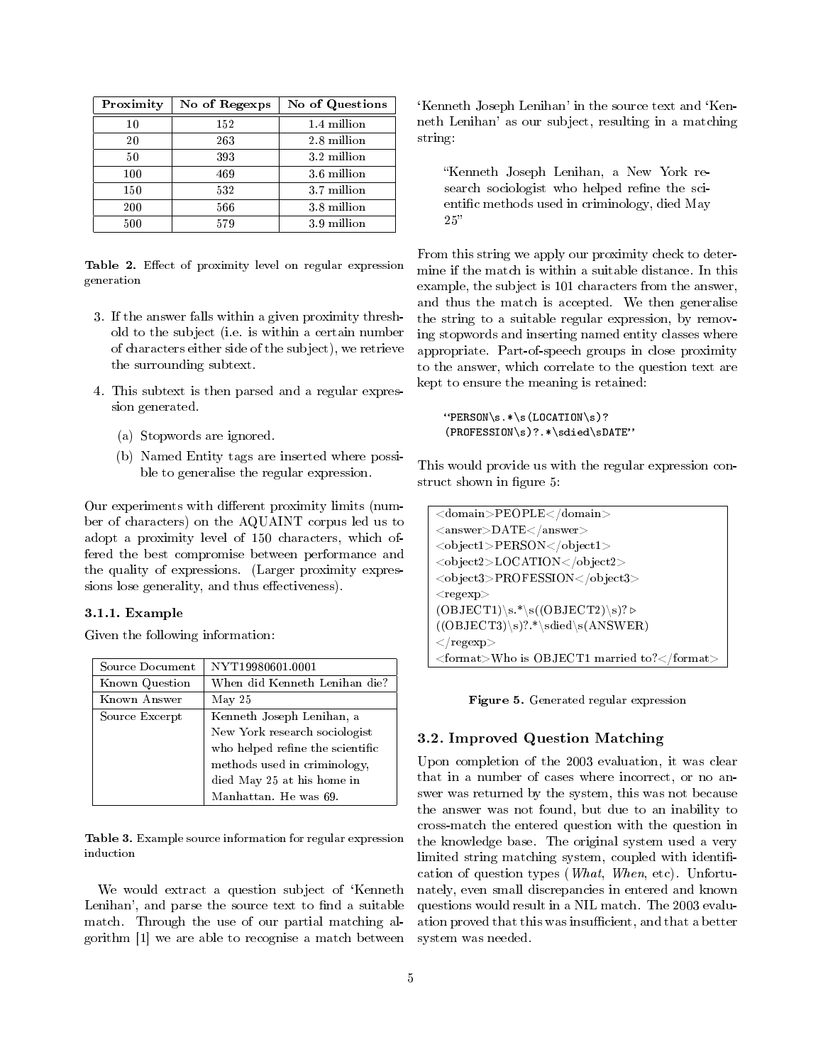| Proximity | No of Regexps | No of Questions |
|---|---|---|
| 10 | 152 | 1.4 million |
| 20 | 263 | 2.8 million |
| 50 | 393 | 3.2 million |
| 100 | 469 | 3.6 million |
| 150 | 532 | 3.7 million |
| 200 | 566 | 3.8 million |
| 500 | 579 | 3.9 million |

**Table 2.** Effect of proximity level on regular expression generation

3. If the answer falls within a given proximity threshold to the subject (i.e. is within a certain number of characters either side of the subject), we retrieve the surrounding subtext.
4. This subtext is then parsed and a regular expression generated.
   (a) Stopwords are ignored.
   (b) Named Entity tags are inserted where possible to generalise the regular expression.

Our experiments with different proximity limits (number of characters) on the AQUAINT corpus led us to adopt a proximity level of 150 characters, which offered the best compromise between performance and the quality of expressions. (Larger proximity expressions lose generality, and thus effectiveness).

### 3.1.1. Example

Given the following information:

| Source Document | NYT19980601.0001 |
|---|---|
| Known Question | When did Kenneth Lenihan die? |
| Known Answer | May 25 |
| Source Excerpt | Kenneth Joseph Lenihan, a New York research sociologist who helped refine the scientific methods used in criminology, died May 25 at his home in Manhattan. He was 69. |

**Table 3.** Example source information for regular expression induction

We would extract a question subject of 'Kenneth Lenihan', and parse the source text to find a suitable match. Through the use of our partial matching algorithm [1] we are able to recognise a match between 'Kenneth Joseph Lenihan' in the source text and 'Kenneth Lenihan' as our subject, resulting in a matching string:

> "Kenneth Joseph Lenihan, a New York research sociologist who helped refine the scientific methods used in criminology, died May 25"

From this string we apply our proximity check to determine if the match is within a suitable distance. In this example, the subject is 101 characters from the answer, and thus the match is accepted. We then generalise the string to a suitable regular expression, by removing stopwords and inserting named entity classes where appropriate. Part-of-speech groups in close proximity to the answer, which correlate to the question text are kept to ensure the meaning is retained:

```
"PERSON\s.*\s(LOCATION\s)?
(PROFESSION\s)?.*\sdied\sDATE"
```

This would provide us with the regular expression construct shown in figure 5:

```
<domain>PEOPLE</domain>
<answer>DATE</answer>
<object1>PERSON</object1>
<object2>LOCATION</object2>
<object3>PROFESSION</object3>
<regexp>
(OBJECT1)\s.*\s((OBJECT2)\s)? ▹
((OBJECT3)\s)?.*\sdied\s(ANSWER)
</regexp>
<format>Who is OBJECT1 married to?</format>
```

**Figure 5.** Generated regular expression

## 3.2. Improved Question Matching

Upon completion of the 2003 evaluation, it was clear that in a number of cases where incorrect, or no answer was returned by the system, this was not because the answer was not found, but due to an inability to cross-match the entered question with the question in the knowledge base. The original system used a very limited string matching system, coupled with identification of question types (*What*, *When*, etc). Unfortunately, even small discrepancies in entered and known questions would result in a NIL match. The 2003 evaluation proved that this was insufficient, and that a better system was needed.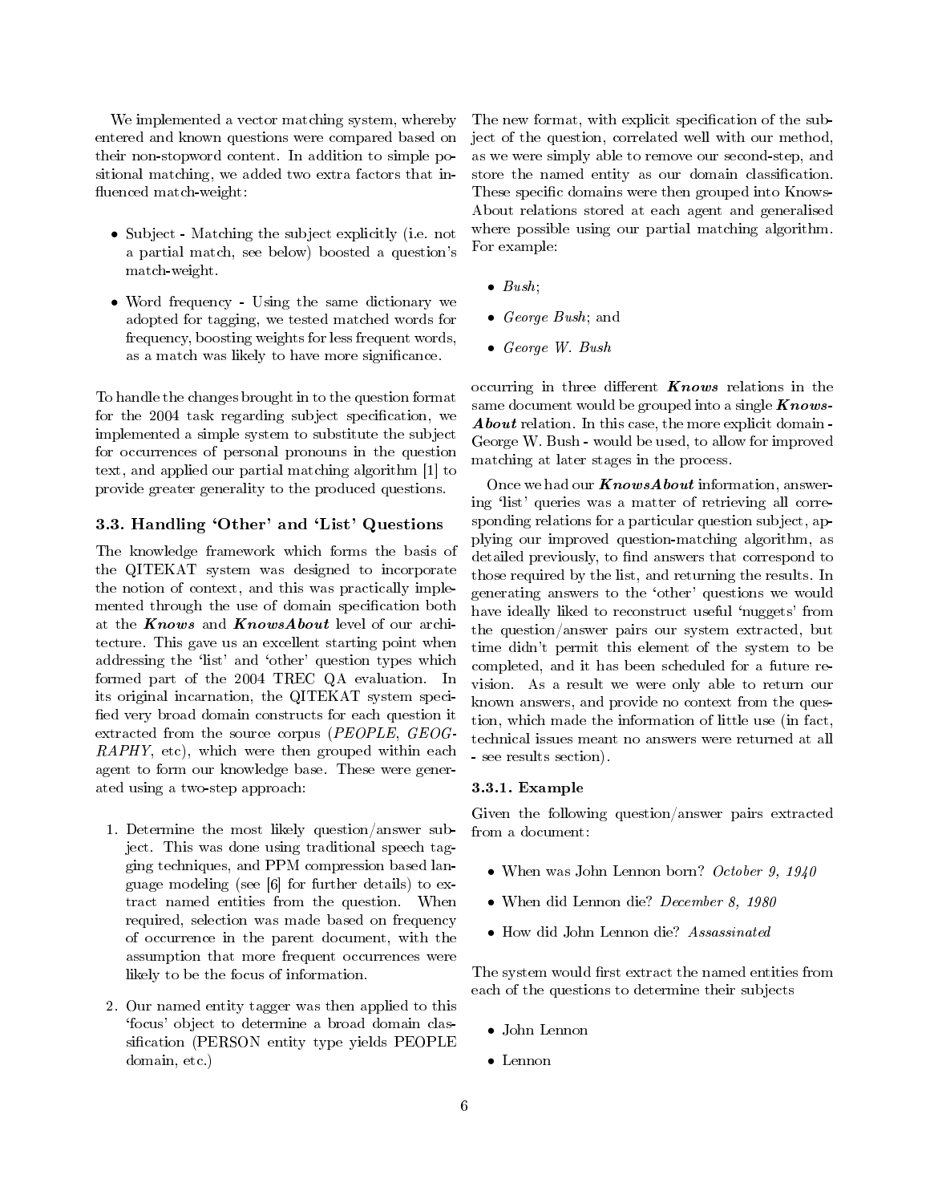We implemented a vector matching system, whereby entered and known questions were compared based on their non-stopword content. In addition to simple positional matching, we added two extra factors that influenced match-weight:

- Subject - Matching the subject explicitly (i.e. not a partial match, see below) boosted a question's match-weight.
- Word frequency - Using the same dictionary we adopted for tagging, we tested matched words for frequency, boosting weights for less frequent words, as a match was likely to have more significance.

To handle the changes brought in to the question format for the 2004 task regarding subject specification, we implemented a simple system to substitute the subject for occurrences of personal pronouns in the question text, and applied our partial matching algorithm [1] to provide greater generality to the produced questions.

### 3.3. Handling 'Other' and 'List' Questions

The knowledge framework which forms the basis of the QITEKAT system was designed to incorporate the notion of context, and this was practically implemented through the use of domain specification both at the ***Knows*** and ***KnowsAbout*** level of our architecture. This gave us an excellent starting point when addressing the 'list' and 'other' question types which formed part of the 2004 TREC QA evaluation. In its original incarnation, the QITEKAT system specified very broad domain constructs for each question it extracted from the source corpus (*PEOPLE*, *GEOGRAPHY*, etc), which were then grouped within each agent to form our knowledge base. These were generated using a two-step approach:

1. Determine the most likely question/answer subject. This was done using traditional speech tagging techniques, and PPM compression based language modeling (see [6] for further details) to extract named entities from the question. When required, selection was made based on frequency of occurrence in the parent document, with the assumption that more frequent occurrences were likely to be the focus of information.
2. Our named entity tagger was then applied to this 'focus' object to determine a broad domain classification (PERSON entity type yields PEOPLE domain, etc.)

The new format, with explicit specification of the subject of the question, correlated well with our method, as we were simply able to remove our second-step, and store the named entity as our domain classification. These specific domains were then grouped into KnowsAbout relations stored at each agent and generalised where possible using our partial matching algorithm. For example:

- *Bush*;
- *George Bush*; and
- *George W. Bush*

occurring in three different ***Knows*** relations in the same document would be grouped into a single ***KnowsAbout*** relation. In this case, the more explicit domain - George W. Bush - would be used, to allow for improved matching at later stages in the process.

Once we had our ***KnowsAbout*** information, answering 'list' queries was a matter of retrieving all corresponding relations for a particular question subject, applying our improved question-matching algorithm, as detailed previously, to find answers that correspond to those required by the list, and returning the results. In generating answers to the 'other' questions we would have ideally liked to reconstruct useful 'nuggets' from the question/answer pairs our system extracted, but time didn't permit this element of the system to be completed, and it has been scheduled for a future revision. As a result we were only able to return our known answers, and provide no context from the question, which made the information of little use (in fact, technical issues meant no answers were returned at all - see results section).

#### 3.3.1. Example

Given the following question/answer pairs extracted from a document:

- When was John Lennon born? *October 9, 1940*
- When did Lennon die? *December 8, 1980*
- How did John Lennon die? *Assassinated*

The system would first extract the named entities from each of the questions to determine their subjects

- John Lennon
- Lennon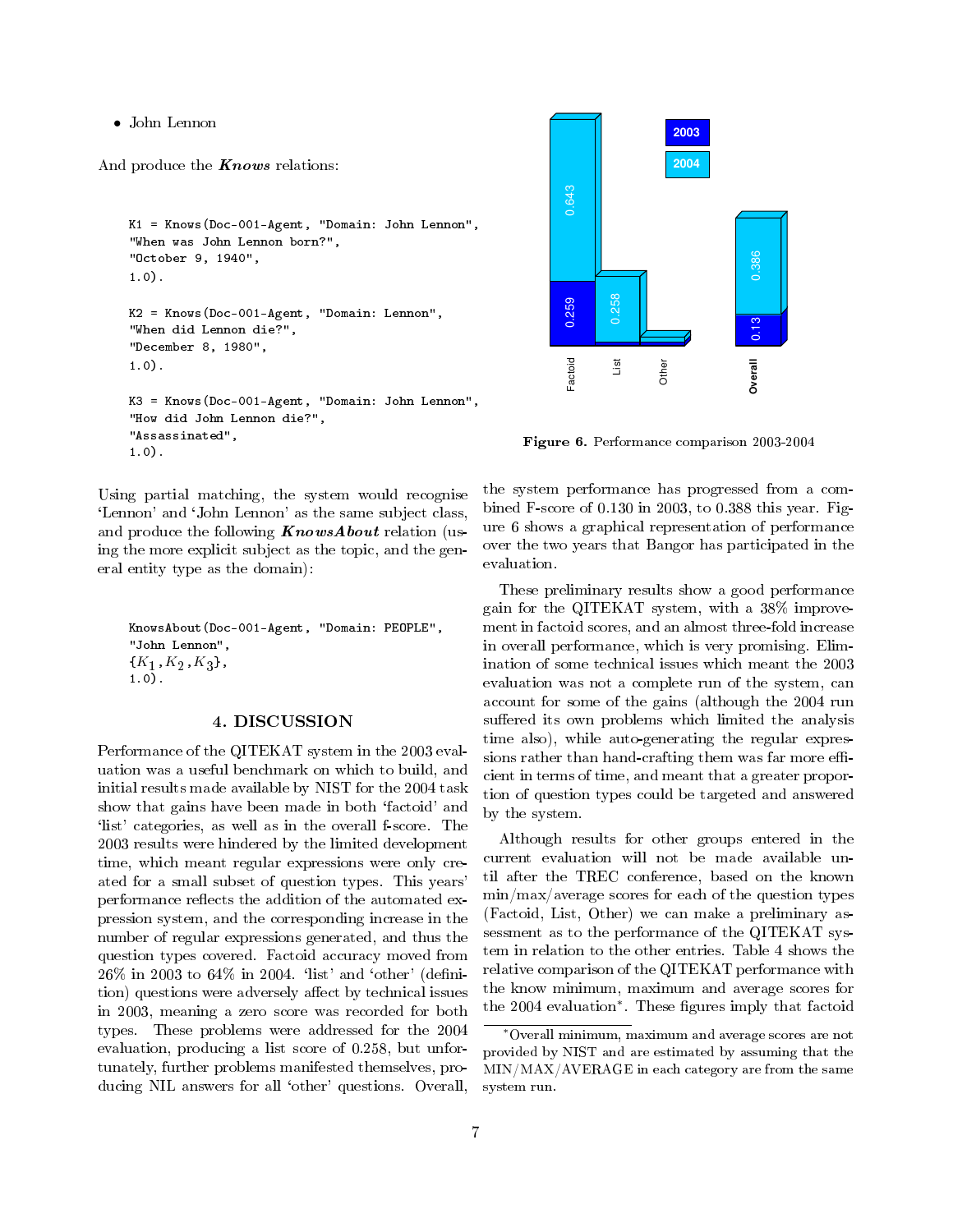- John Lennon

And produce the ***Knows*** relations:

```
K1 = Knows(Doc-001-Agent, "Domain: John Lennon",
"When was John Lennon born?",
"October 9, 1940",
1.0).

K2 = Knows(Doc-001-Agent, "Domain: Lennon",
"When did Lennon die?",
"December 8, 1980",
1.0).

K3 = Knows(Doc-001-Agent, "Domain: John Lennon",
"How did John Lennon die?",
"Assassinated",
1.0).
```

Using partial matching, the system would recognise 'Lennon' and 'John Lennon' as the same subject class, and produce the following ***KnowsAbout*** relation (using the more explicit subject as the topic, and the general entity type as the domain):

```
KnowsAbout(Doc-001-Agent, "Domain: PEOPLE",
"John Lennon",
{K1,K2,K3},
1.0).
```

## 4. DISCUSSION

Performance of the QITEKAT system in the 2003 evaluation was a useful benchmark on which to build, and initial results made available by NIST for the 2004 task show that gains have been made in both 'factoid' and 'list' categories, as well as in the overall f-score. The 2003 results were hindered by the limited development time, which meant regular expressions were only created for a small subset of question types. This years' performance reflects the addition of the automated expression system, and the corresponding increase in the number of regular expressions generated, and thus the question types covered. Factoid accuracy moved from 26% in 2003 to 64% in 2004. 'list' and 'other' (definition) questions were adversely affect by technical issues in 2003, meaning a zero score was recorded for both types. These problems were addressed for the 2004 evaluation, producing a list score of 0.258, but unfortunately, further problems manifested themselves, producing NIL answers for all 'other' questions. Overall, the system performance has progressed from a combined F-score of 0.130 in 2003, to 0.388 this year. Figure 6 shows a graphical representation of performance over the two years that Bangor has participated in the evaluation.

| | Factoid | List | Other | Overall |
|---|---|---|---|---|
| 2003 | 0.259 | | | 0.13 |
| 2004 | 0.643 | 0.258 | | 0.386 |

**Figure 6.** Performance comparison 2003-2004

These preliminary results show a good performance gain for the QITEKAT system, with a 38% improvement in factoid scores, and an almost three-fold increase in overall performance, which is very promising. Elimination of some technical issues which meant the 2003 evaluation was not a complete run of the system, can account for some of the gains (although the 2004 run suffered its own problems which limited the analysis time also), while auto-generating the regular expressions rather than hand-crafting them was far more efficient in terms of time, and meant that a greater proportion of question types could be targeted and answered by the system.

Although results for other groups entered in the current evaluation will not be made available until after the TREC conference, based on the known min/max/average scores for each of the question types (Factoid, List, Other) we can make a preliminary assessment as to the performance of the QITEKAT system in relation to the other entries. Table 4 shows the relative comparison of the QITEKAT performance with the know minimum, maximum and average scores for the 2004 evaluation*. These figures imply that factoid

*Overall minimum, maximum and average scores are not provided by NIST and are estimated by assuming that the MIN/MAX/AVERAGE in each category are from the same system run.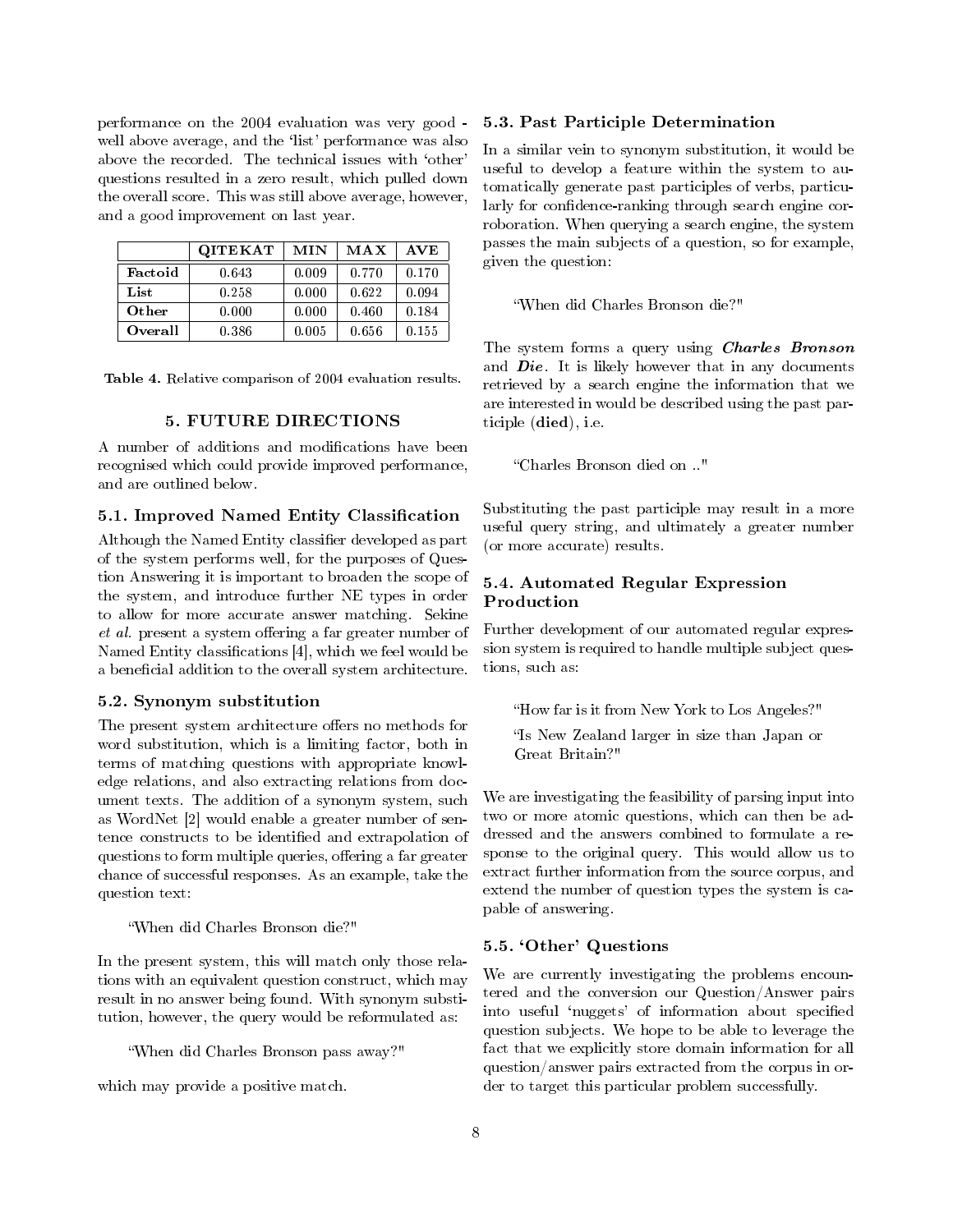performance on the 2004 evaluation was very good - well above average, and the 'list' performance was also above the recorded. The technical issues with 'other' questions resulted in a zero result, which pulled down the overall score. This was still above average, however, and a good improvement on last year.

| | QITEKAT | MIN | MAX | AVE |
|---|---|---|---|---|
| **Factoid** | 0.643 | 0.009 | 0.770 | 0.170 |
| **List** | 0.258 | 0.000 | 0.622 | 0.094 |
| **Other** | 0.000 | 0.000 | 0.460 | 0.184 |
| **Overall** | 0.386 | 0.005 | 0.656 | 0.155 |

**Table 4.** Relative comparison of 2004 evaluation results.

## 5. FUTURE DIRECTIONS

A number of additions and modifications have been recognised which could provide improved performance, and are outlined below.

### 5.1. Improved Named Entity Classification

Although the Named Entity classifier developed as part of the system performs well, for the purposes of Question Answering it is important to broaden the scope of the system, and introduce further NE types in order to allow for more accurate answer matching. Sekine *et al.* present a system offering a far greater number of Named Entity classifications [4], which we feel would be a beneficial addition to the overall system architecture.

### 5.2. Synonym substitution

The present system architecture offers no methods for word substitution, which is a limiting factor, both in terms of matching questions with appropriate knowledge relations, and also extracting relations from document texts. The addition of a synonym system, such as WordNet [2] would enable a greater number of sentence constructs to be identified and extrapolation of questions to form multiple queries, offering a far greater chance of successful responses. As an example, take the question text:

> "When did Charles Bronson die?"

In the present system, this will match only those relations with an equivalent question construct, which may result in no answer being found. With synonym substitution, however, the query would be reformulated as:

> "When did Charles Bronson pass away?"

which may provide a positive match.

### 5.3. Past Participle Determination

In a similar vein to synonym substitution, it would be useful to develop a feature within the system to automatically generate past participles of verbs, particularly for confidence-ranking through search engine corroboration. When querying a search engine, the system passes the main subjects of a question, so for example, given the question:

> "When did Charles Bronson die?"

The system forms a query using ***Charles Bronson*** and ***Die***. It is likely however that in any documents retrieved by a search engine the information that we are interested in would be described using the past participle (**died**), i.e.

> "Charles Bronson died on .."

Substituting the past participle may result in a more useful query string, and ultimately a greater number (or more accurate) results.

### 5.4. Automated Regular Expression Production

Further development of our automated regular expression system is required to handle multiple subject questions, such as:

> "How far is it from New York to Los Angeles?"
>
> "Is New Zealand larger in size than Japan or Great Britain?"

We are investigating the feasibility of parsing input into two or more atomic questions, which can then be addressed and the answers combined to formulate a response to the original query. This would allow us to extract further information from the source corpus, and extend the number of question types the system is capable of answering.

### 5.5. 'Other' Questions

We are currently investigating the problems encountered and the conversion our Question/Answer pairs into useful 'nuggets' of information about specified question subjects. We hope to be able to leverage the fact that we explicitly store domain information for all question/answer pairs extracted from the corpus in order to target this particular problem successfully.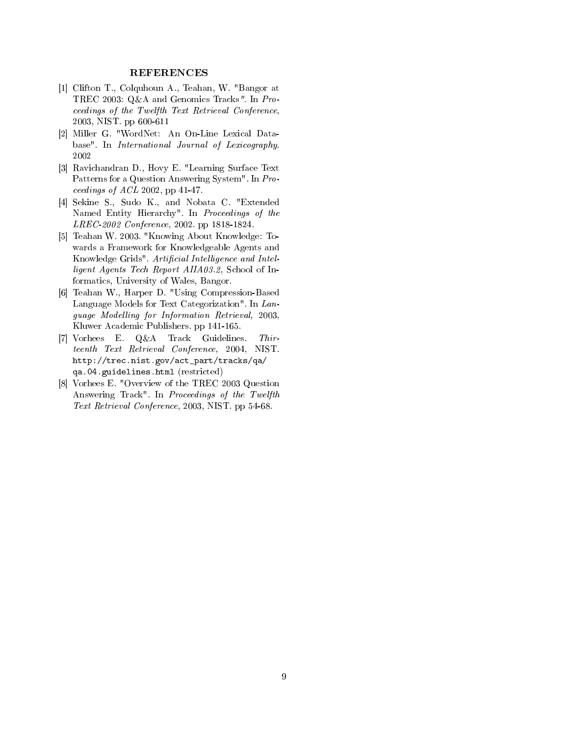## REFERENCES

[1] Clifton T., Colquhoun A., Teahan, W. "Bangor at TREC 2003: Q&A and Genomics Tracks". In *Proceedings of the Twelfth Text Retrieval Conference*, 2003, NIST. pp 600-611

[2] Miller G. "WordNet: An On-Line Lexical Database". In *International Journal of Lexicography*. 2002

[3] Ravichandran D., Hovy E. "Learning Surface Text Patterns for a Question Answering System". In *Proceedings of ACL* 2002, pp 41-47.

[4] Sekine S., Sudo K., and Nobata C. "Extended Named Entity Hierarchy". In *Proceedings of the LREC-2002 Conference*, 2002. pp 1818-1824.

[5] Teahan W. 2003. "Knowing About Knowledge: Towards a Framework for Knowledgeable Agents and Knowledge Grids". *Artificial Intelligence and Intelligent Agents Tech Report AIIA03.2*, School of Informatics, University of Wales, Bangor.

[6] Teahan W., Harper D. "Using Compression-Based Language Models for Text Categorization". In *Language Modelling for Information Retrieval*, 2003, Kluwer Academic Publishers. pp 141-165.

[7] Vorhees E. Q&A Track Guidelines. *Thirteenth Text Retrieval Conference*, 2004, NIST. `http://trec.nist.gov/act_part/tracks/qa/qa.04.guidelines.html` (restricted)

[8] Vorhees E. "Overview of the TREC 2003 Question Answering Track". In *Proceedings of the Twelfth Text Retrieval Conference*, 2003, NIST. pp 54-68.